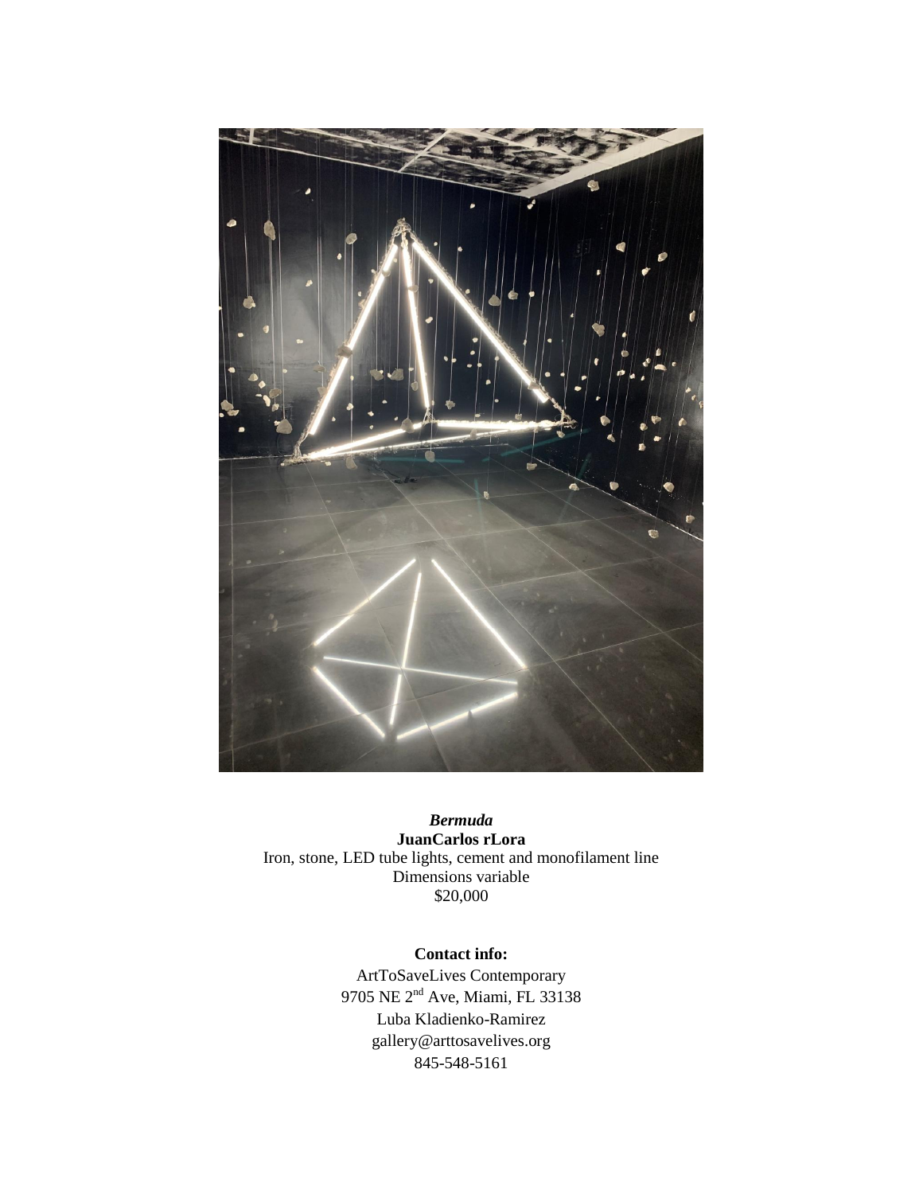***Bermuda***
**JuanCarlos rLora**
Iron, stone, LED tube lights, cement and monofilament line
Dimensions variable
$20,000

**Contact info:**
ArtToSaveLives Contemporary
9705 NE 2nd Ave, Miami, FL 33138
Luba Kladienko-Ramirez
gallery@arttosavelives.org
845-548-5161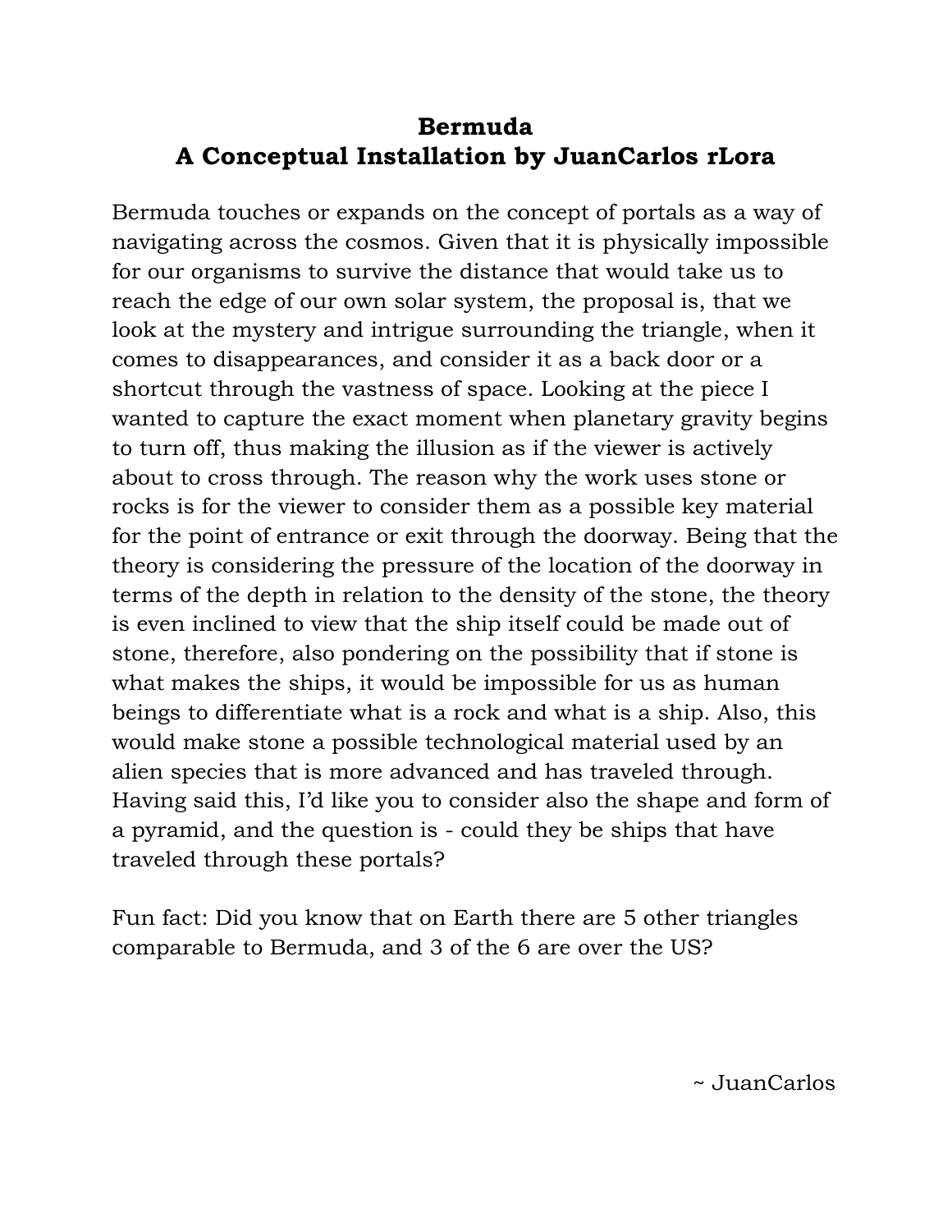**Bermuda**
**A Conceptual Installation by JuanCarlos rLora**

Bermuda touches or expands on the concept of portals as a way of navigating across the cosmos. Given that it is physically impossible for our organisms to survive the distance that would take us to reach the edge of our own solar system, the proposal is, that we look at the mystery and intrigue surrounding the triangle, when it comes to disappearances, and consider it as a back door or a shortcut through the vastness of space. Looking at the piece I wanted to capture the exact moment when planetary gravity begins to turn off, thus making the illusion as if the viewer is actively about to cross through. The reason why the work uses stone or rocks is for the viewer to consider them as a possible key material for the point of entrance or exit through the doorway. Being that the theory is considering the pressure of the location of the doorway in terms of the depth in relation to the density of the stone, the theory is even inclined to view that the ship itself could be made out of stone, therefore, also pondering on the possibility that if stone is what makes the ships, it would be impossible for us as human beings to differentiate what is a rock and what is a ship. Also, this would make stone a possible technological material used by an alien species that is more advanced and has traveled through. Having said this, I'd like you to consider also the shape and form of a pyramid, and the question is - could they be ships that have traveled through these portals?

Fun fact: Did you know that on Earth there are 5 other triangles comparable to Bermuda, and 3 of the 6 are over the US?

~ JuanCarlos